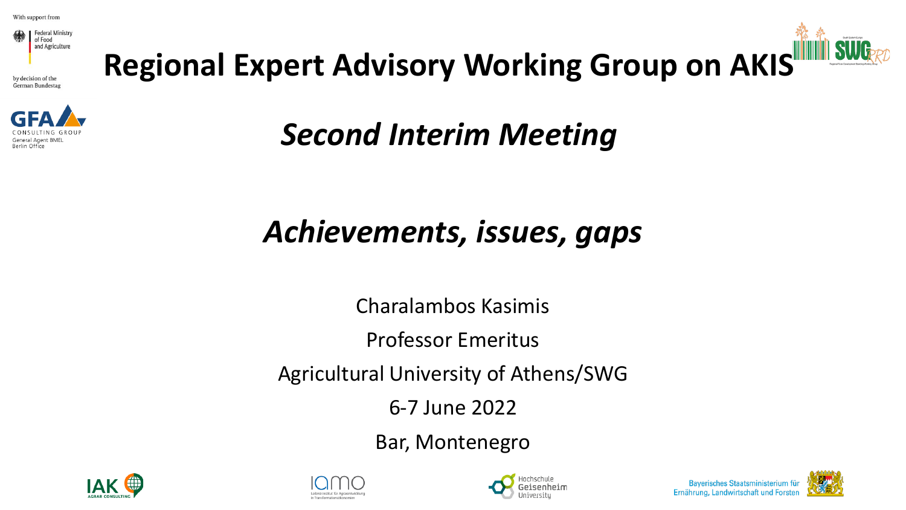With support from

Federal Ministry of Food and Agriculture

by decision of the German Bundestag

GFA CONSULTING GROUP
General Agent BMEL
Berlin Office

# Regional Expert Advisory Working Group on AKIS

## *Second Interim Meeting*

## *Achievements, issues, gaps*

Charalambos Kasimis

Professor Emeritus

Agricultural University of Athens/SWG

6-7 June 2022

Bar, Montenegro

IAK AGRAR CONSULTING

IAMO Leibniz-Institut für Agrarentwicklung in Transformationsökonomien

Hochschule Geisenheim University

Bayerisches Staatsministerium für Ernährung, Landwirtschaft und Forsten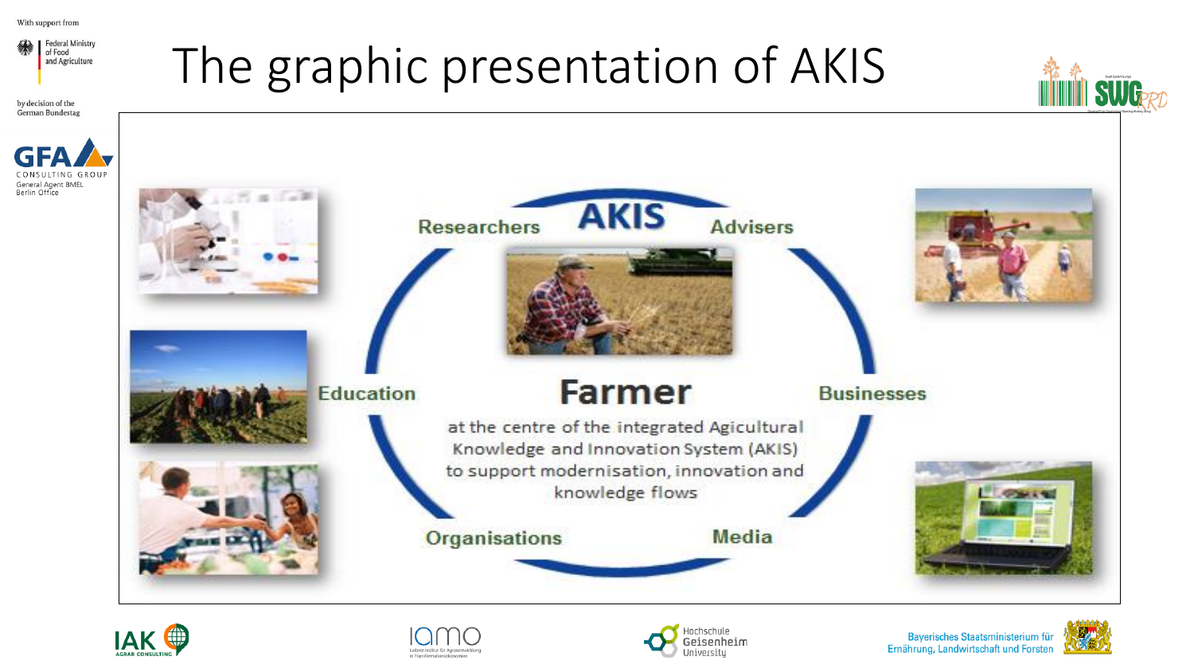# The graphic presentation of AKIS

AKIS

Researchers

Advisers

Education

**Farmer**

Businesses

at the centre of the integrated Agicultural Knowledge and Innovation System (AKIS) to support modernisation, innovation and knowledge flows

Organisations

Media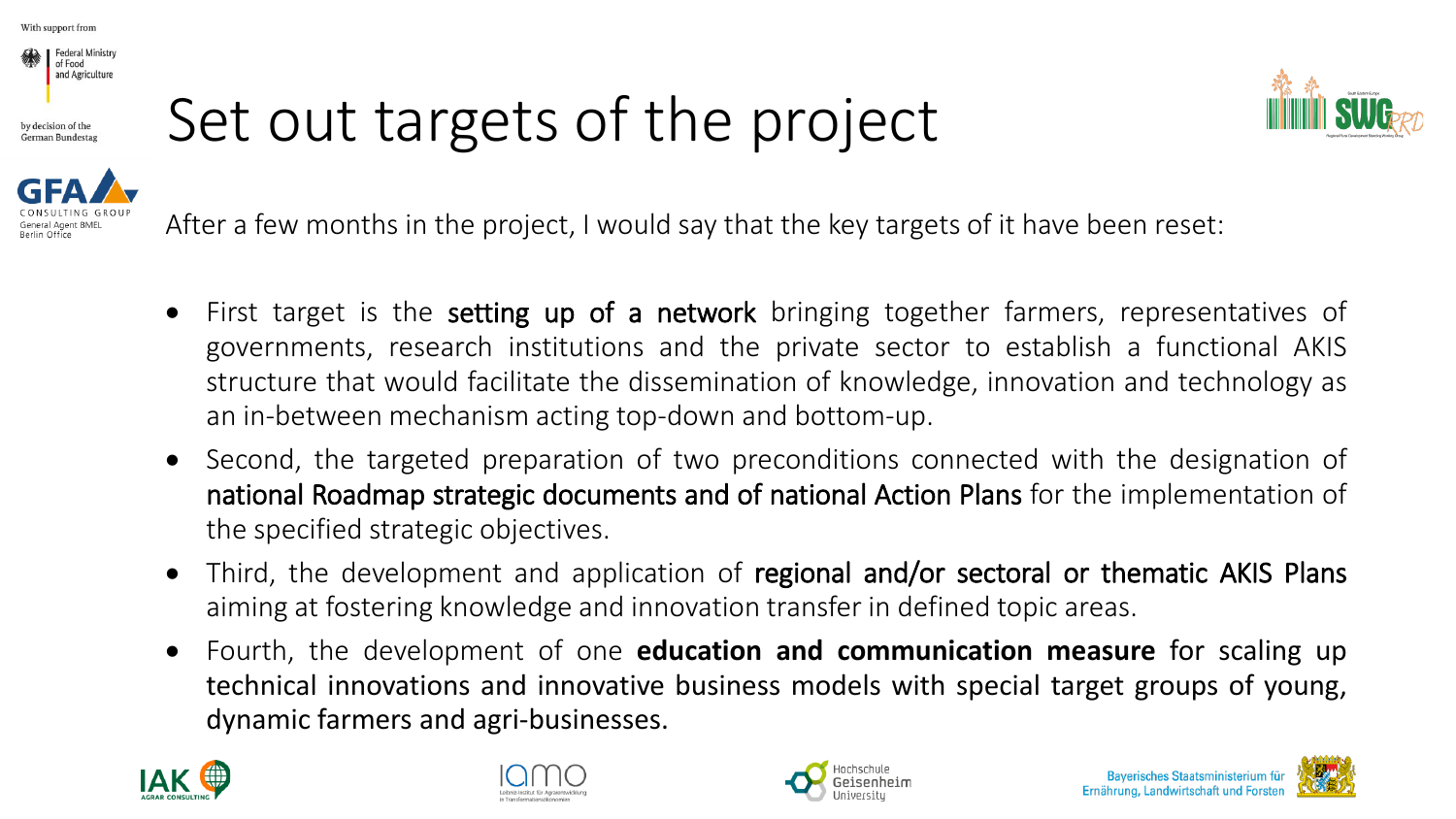# Set out targets of the project

After a few months in the project, I would say that the key targets of it have been reset:

- First target is the **setting up of a network** bringing together farmers, representatives of governments, research institutions and the private sector to establish a functional AKIS structure that would facilitate the dissemination of knowledge, innovation and technology as an in-between mechanism acting top-down and bottom-up.
- Second, the targeted preparation of two preconditions connected with the designation of **national Roadmap strategic documents and of national Action Plans** for the implementation of the specified strategic objectives.
- Third, the development and application of **regional and/or sectoral or thematic AKIS Plans** aiming at fostering knowledge and innovation transfer in defined topic areas.
- Fourth, the development of one **education and communication measure** for scaling up technical innovations and innovative business models with special target groups of young, dynamic farmers and agri-businesses.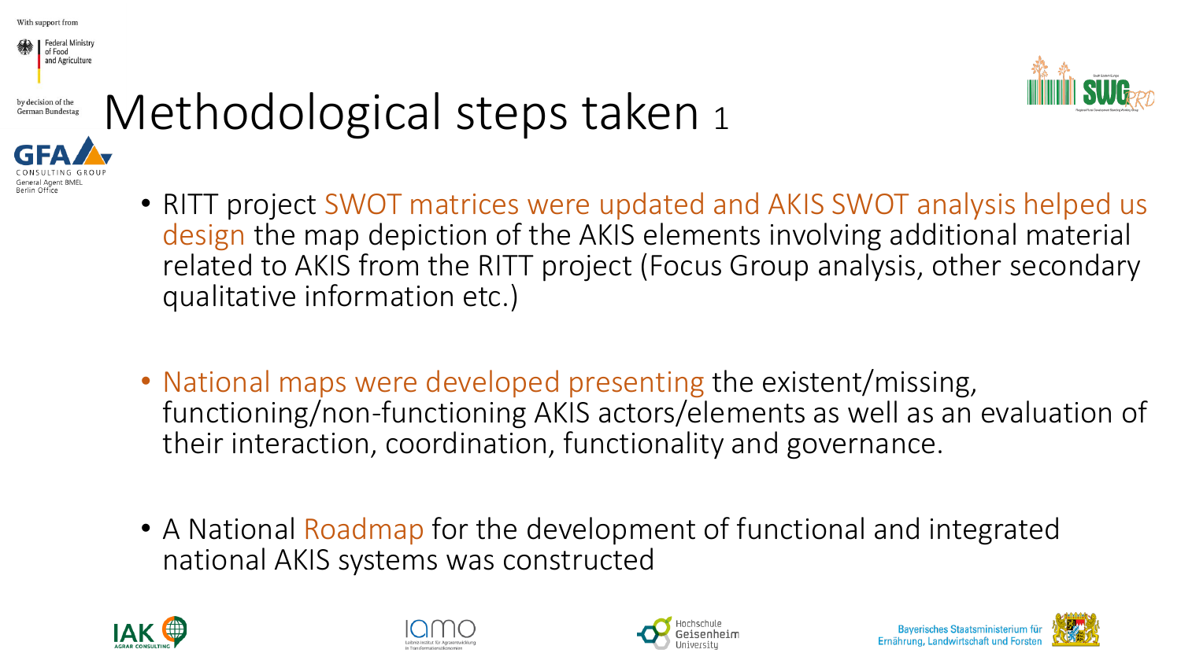# Methodological steps taken 1

- RITT project SWOT matrices were updated and AKIS SWOT analysis helped us design the map depiction of the AKIS elements involving additional material related to AKIS from the RITT project (Focus Group analysis, other secondary qualitative information etc.)
- National maps were developed presenting the existent/missing, functioning/non-functioning AKIS actors/elements as well as an evaluation of their interaction, coordination, functionality and governance.
- A National Roadmap for the development of functional and integrated national AKIS systems was constructed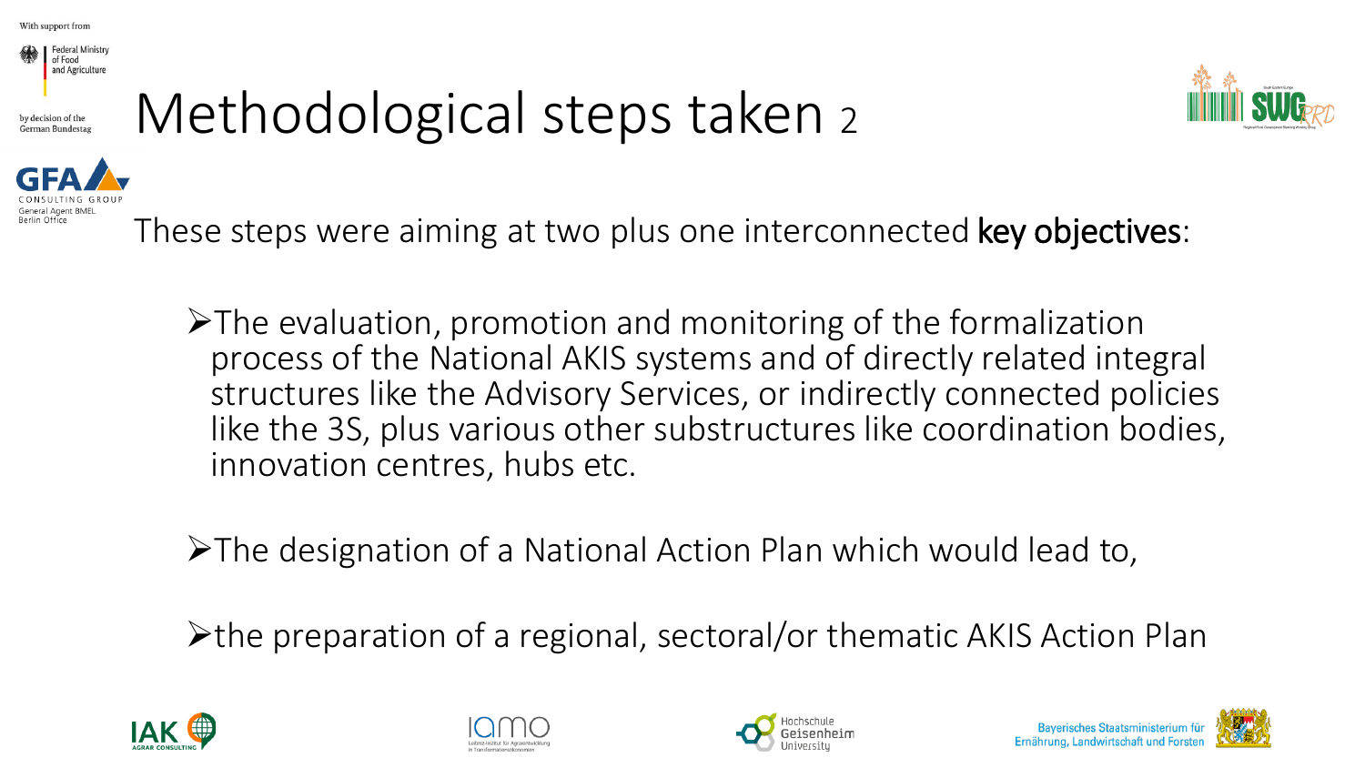# Methodological steps taken 2

These steps were aiming at two plus one interconnected **key objectives**:

- The evaluation, promotion and monitoring of the formalization process of the National AKIS systems and of directly related integral structures like the Advisory Services, or indirectly connected policies like the 3S, plus various other substructures like coordination bodies, innovation centres, hubs etc.

- The designation of a National Action Plan which would lead to,

- the preparation of a regional, sectoral/or thematic AKIS Action Plan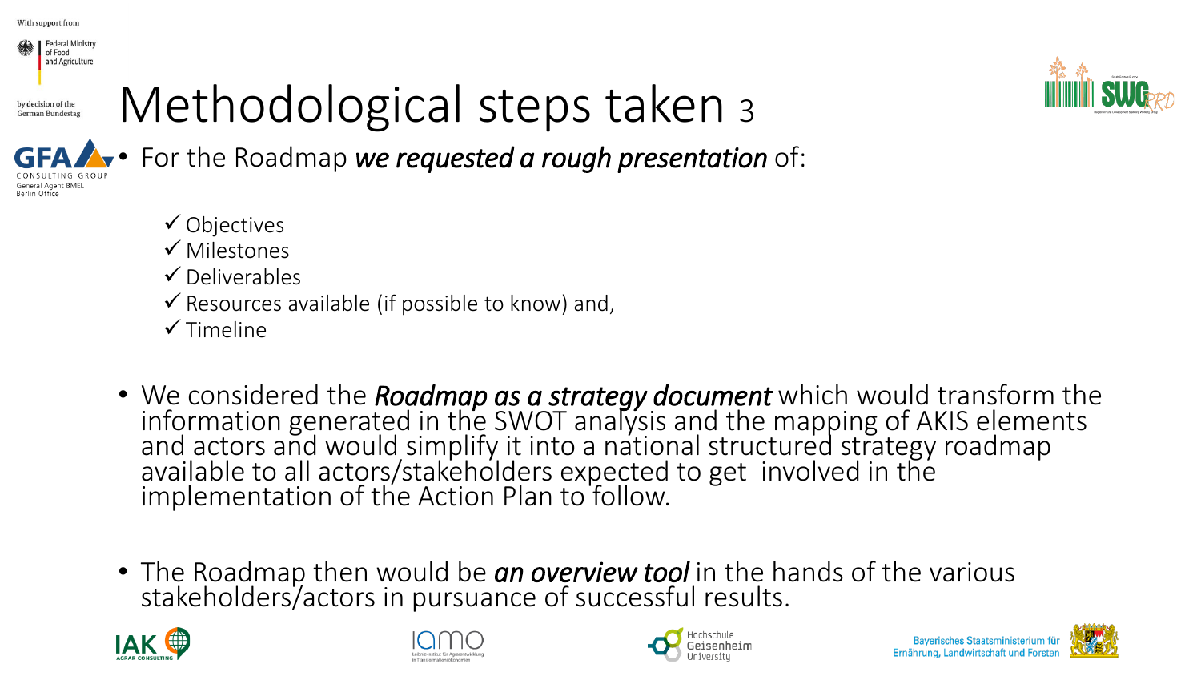# Methodological steps taken 3

- For the Roadmap ***we requested a rough presentation*** of:
  - ✓ Objectives
  - ✓ Milestones
  - ✓ Deliverables
  - ✓ Resources available (if possible to know) and,
  - ✓ Timeline

- We considered the ***Roadmap as a strategy document*** which would transform the information generated in the SWOT analysis and the mapping of AKIS elements and actors and would simplify it into a national structured strategy roadmap available to all actors/stakeholders expected to get involved in the implementation of the Action Plan to follow.

- The Roadmap then would be ***an overview tool*** in the hands of the various stakeholders/actors in pursuance of successful results.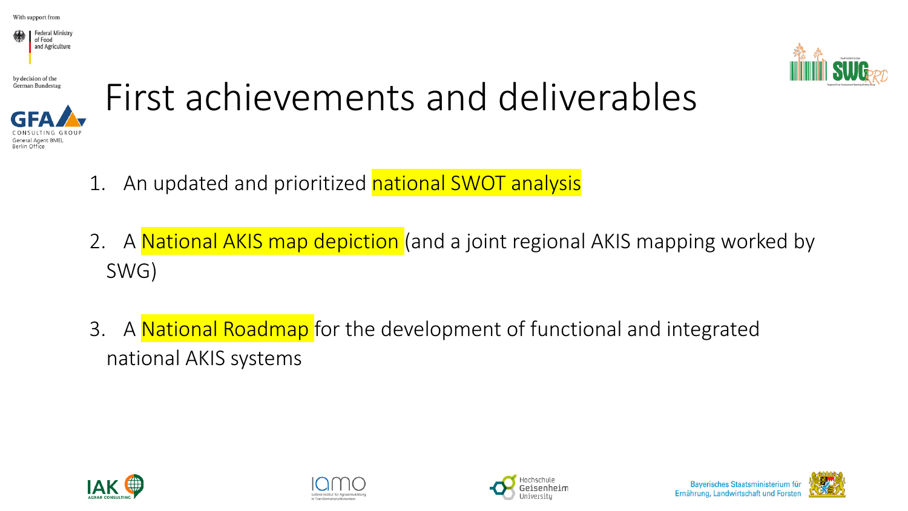# First achievements and deliverables

1. An updated and prioritized national SWOT analysis

2. A National AKIS map depiction (and a joint regional AKIS mapping worked by SWG)

3. A National Roadmap for the development of functional and integrated national AKIS systems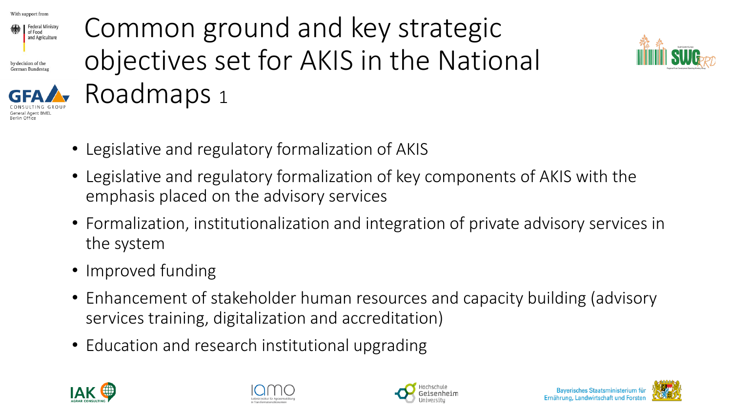# Common ground and key strategic objectives set for AKIS in the National Roadmaps 1

- Legislative and regulatory formalization of AKIS
- Legislative and regulatory formalization of key components of AKIS with the emphasis placed on the advisory services
- Formalization, institutionalization and integration of private advisory services in the system
- Improved funding
- Enhancement of stakeholder human resources and capacity building (advisory services training, digitalization and accreditation)
- Education and research institutional upgrading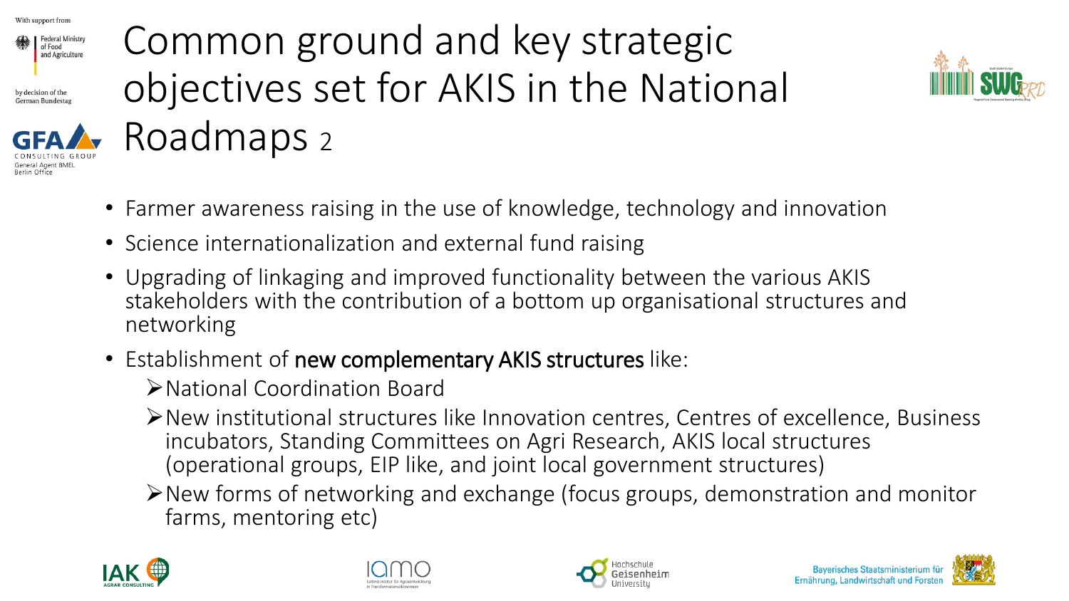# Common ground and key strategic objectives set for AKIS in the National Roadmaps 2

- Farmer awareness raising in the use of knowledge, technology and innovation
- Science internationalization and external fund raising
- Upgrading of linkaging and improved functionality between the various AKIS stakeholders with the contribution of a bottom up organisational structures and networking
- Establishment of **new complementary AKIS structures** like:
  - National Coordination Board
  - New institutional structures like Innovation centres, Centres of excellence, Business incubators, Standing Committees on Agri Research, AKIS local structures (operational groups, EIP like, and joint local government structures)
  - New forms of networking and exchange (focus groups, demonstration and monitor farms, mentoring etc)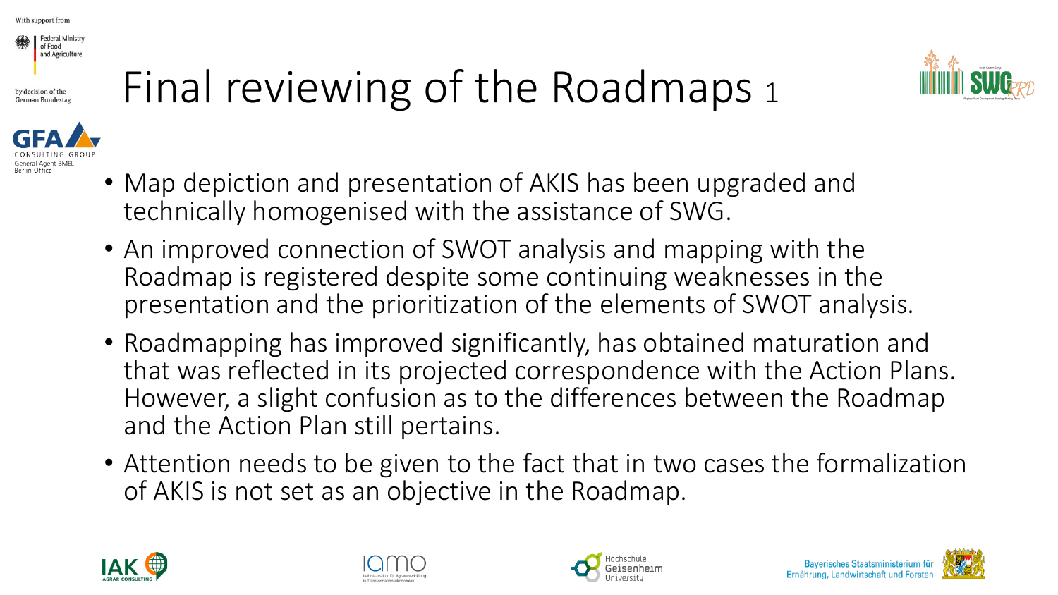# Final reviewing of the Roadmaps 1

- Map depiction and presentation of AKIS has been upgraded and technically homogenised with the assistance of SWG.
- An improved connection of SWOT analysis and mapping with the Roadmap is registered despite some continuing weaknesses in the presentation and the prioritization of the elements of SWOT analysis.
- Roadmapping has improved significantly, has obtained maturation and that was reflected in its projected correspondence with the Action Plans. However, a slight confusion as to the differences between the Roadmap and the Action Plan still pertains.
- Attention needs to be given to the fact that in two cases the formalization of AKIS is not set as an objective in the Roadmap.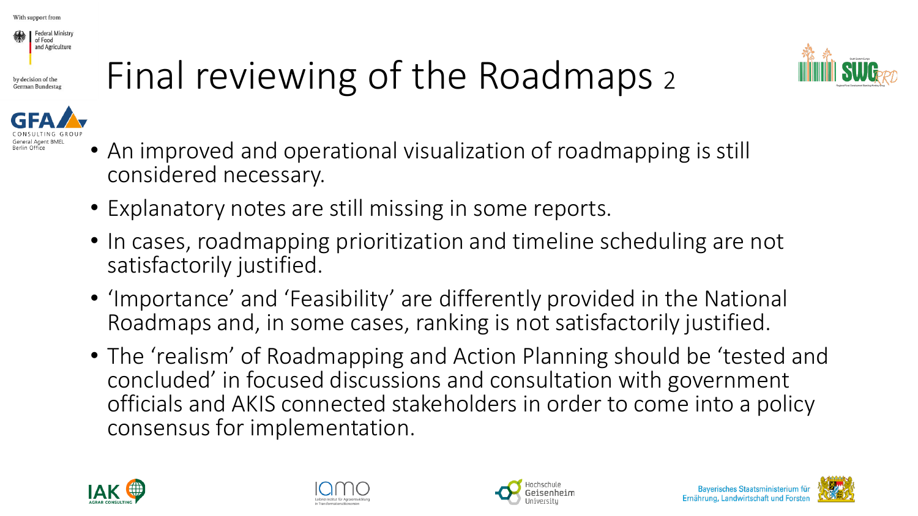# Final reviewing of the Roadmaps 2

- An improved and operational visualization of roadmapping is still considered necessary.
- Explanatory notes are still missing in some reports.
- In cases, roadmapping prioritization and timeline scheduling are not satisfactorily justified.
- 'Importance' and 'Feasibility' are differently provided in the National Roadmaps and, in some cases, ranking is not satisfactorily justified.
- The 'realism' of Roadmapping and Action Planning should be 'tested and concluded' in focused discussions and consultation with government officials and AKIS connected stakeholders in order to come into a policy consensus for implementation.